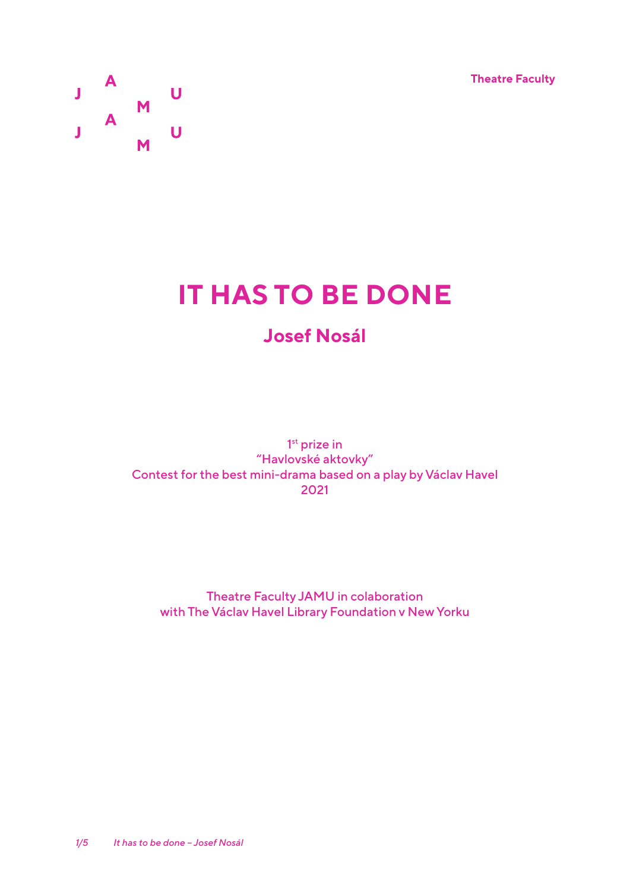Theatre Faculty

# IT HAS TO BE DONE

## Josef Nosál

1st prize in
"Havlovské aktovky"
Contest for the best mini-drama based on a play by Václav Havel
2021

Theatre Faculty JAMU in colaboration
with The Václav Havel Library Foundation v New Yorku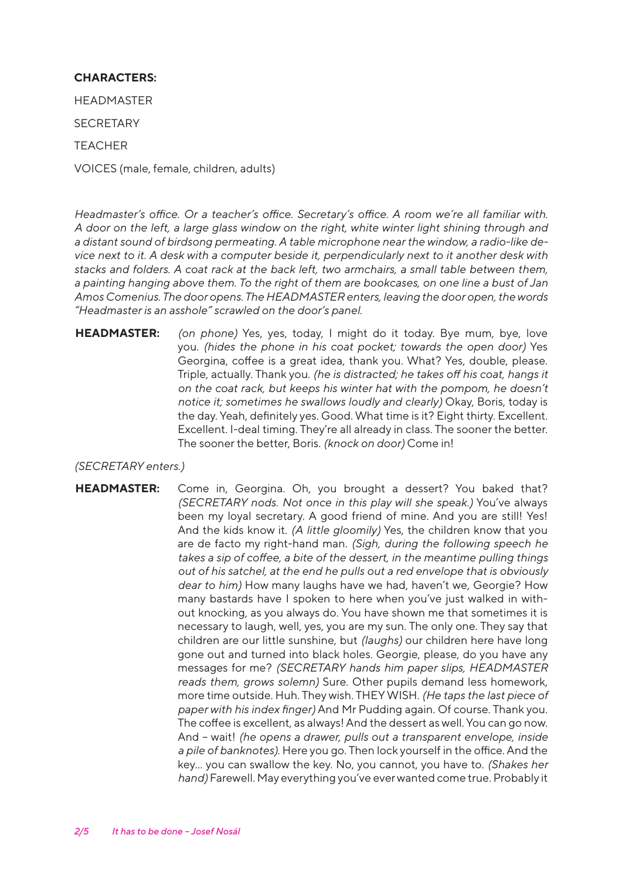**CHARACTERS:**

HEADMASTER

SECRETARY

TEACHER

VOICES (male, female, children, adults)

*Headmaster's office. Or a teacher's office. Secretary's office. A room we're all familiar with. A door on the left, a large glass window on the right, white winter light shining through and a distant sound of birdsong permeating. A table microphone near the window, a radio-like device next to it. A desk with a computer beside it, perpendicularly next to it another desk with stacks and folders. A coat rack at the back left, two armchairs, a small table between them, a painting hanging above them. To the right of them are bookcases, on one line a bust of Jan Amos Comenius. The door opens. The HEADMASTER enters, leaving the door open, the words "Headmaster is an asshole" scrawled on the door's panel.*

**HEADMASTER:** *(on phone)* Yes, yes, today, I might do it today. Bye mum, bye, love you. *(hides the phone in his coat pocket; towards the open door)* Yes Georgina, coffee is a great idea, thank you. What? Yes, double, please. Triple, actually. Thank you. *(he is distracted; he takes off his coat, hangs it on the coat rack, but keeps his winter hat with the pompom, he doesn't notice it; sometimes he swallows loudly and clearly)* Okay, Boris, today is the day. Yeah, definitely yes. Good. What time is it? Eight thirty. Excellent. Excellent. I-deal timing. They're all already in class. The sooner the better. The sooner the better, Boris. *(knock on door)* Come in!

*(SECRETARY enters.)*

**HEADMASTER:** Come in, Georgina. Oh, you brought a dessert? You baked that? *(SECRETARY nods. Not once in this play will she speak.)* You've always been my loyal secretary. A good friend of mine. And you are still! Yes! And the kids know it. *(A little gloomily)* Yes, the children know that you are de facto my right-hand man. *(Sigh, during the following speech he takes a sip of coffee, a bite of the dessert, in the meantime pulling things out of his satchel, at the end he pulls out a red envelope that is obviously dear to him)* How many laughs have we had, haven't we, Georgie? How many bastards have I spoken to here when you've just walked in without knocking, as you always do. You have shown me that sometimes it is necessary to laugh, well, yes, you are my sun. The only one. They say that children are our little sunshine, but *(laughs)* our children here have long gone out and turned into black holes. Georgie, please, do you have any messages for me? *(SECRETARY hands him paper slips, HEADMASTER reads them, grows solemn)* Sure. Other pupils demand less homework, more time outside. Huh. They wish. THEY WISH. *(He taps the last piece of paper with his index finger)* And Mr Pudding again. Of course. Thank you. The coffee is excellent, as always! And the dessert as well. You can go now. And – wait! *(he opens a drawer, pulls out a transparent envelope, inside a pile of banknotes).* Here you go. Then lock yourself in the office. And the key... you can swallow the key. No, you cannot, you have to. *(Shakes her hand)* Farewell. May everything you've ever wanted come true. Probably it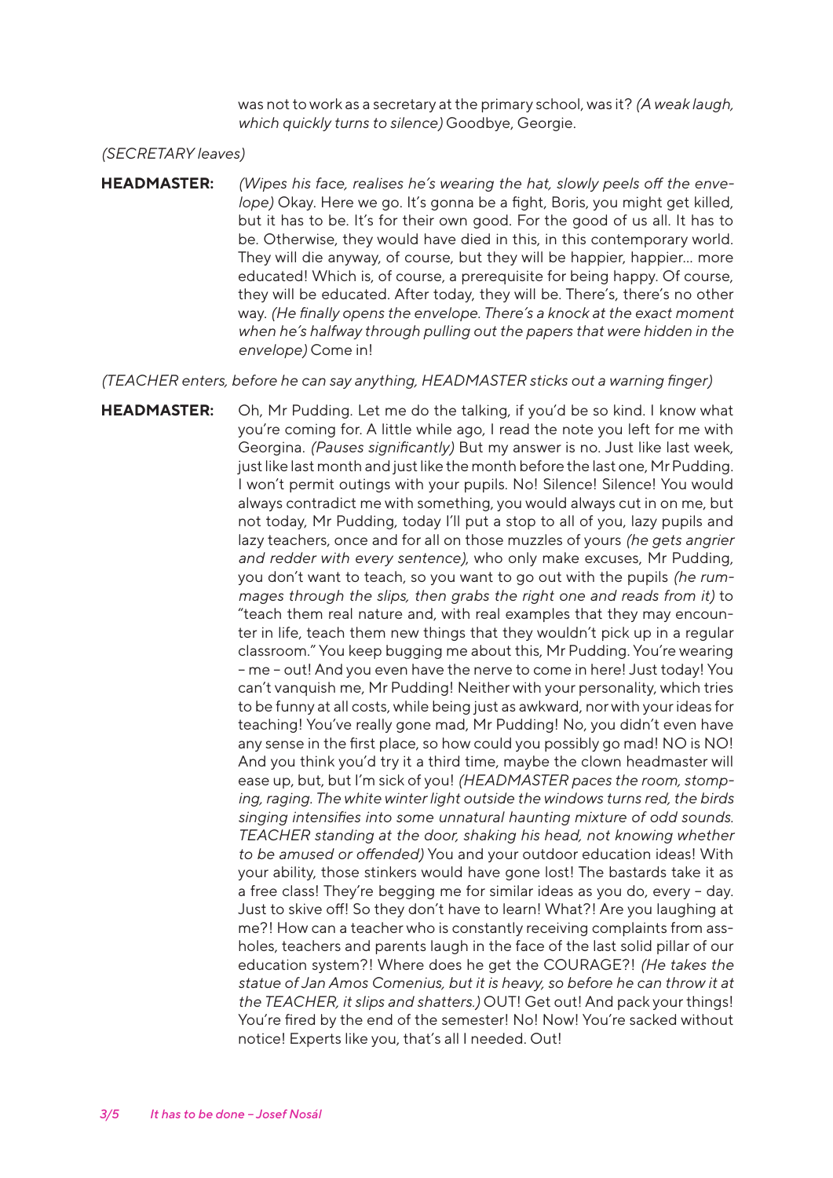was not to work as a secretary at the primary school, was it? *(A weak laugh, which quickly turns to silence)* Goodbye, Georgie.

*(SECRETARY leaves)*

**HEADMASTER:** *(Wipes his face, realises he's wearing the hat, slowly peels off the envelope)* Okay. Here we go. It's gonna be a fight, Boris, you might get killed, but it has to be. It's for their own good. For the good of us all. It has to be. Otherwise, they would have died in this, in this contemporary world. They will die anyway, of course, but they will be happier, happier... more educated! Which is, of course, a prerequisite for being happy. Of course, they will be educated. After today, they will be. There's, there's no other way. *(He finally opens the envelope. There's a knock at the exact moment when he's halfway through pulling out the papers that were hidden in the envelope)* Come in!

*(TEACHER enters, before he can say anything, HEADMASTER sticks out a warning finger)*

**HEADMASTER:** Oh, Mr Pudding. Let me do the talking, if you'd be so kind. I know what you're coming for. A little while ago, I read the note you left for me with Georgina. *(Pauses significantly)* But my answer is no. Just like last week, just like last month and just like the month before the last one, Mr Pudding. I won't permit outings with your pupils. No! Silence! Silence! You would always contradict me with something, you would always cut in on me, but not today, Mr Pudding, today I'll put a stop to all of you, lazy pupils and lazy teachers, once and for all on those muzzles of yours *(he gets angrier and redder with every sentence)*, who only make excuses, Mr Pudding, you don't want to teach, so you want to go out with the pupils *(he rummages through the slips, then grabs the right one and reads from it)* to "teach them real nature and, with real examples that they may encounter in life, teach them new things that they wouldn't pick up in a regular classroom." You keep bugging me about this, Mr Pudding. You're wearing – me – out! And you even have the nerve to come in here! Just today! You can't vanquish me, Mr Pudding! Neither with your personality, which tries to be funny at all costs, while being just as awkward, nor with your ideas for teaching! You've really gone mad, Mr Pudding! No, you didn't even have any sense in the first place, so how could you possibly go mad! NO is NO! And you think you'd try it a third time, maybe the clown headmaster will ease up, but, but I'm sick of you! *(HEADMASTER paces the room, stomping, raging. The white winter light outside the windows turns red, the birds singing intensifies into some unnatural haunting mixture of odd sounds. TEACHER standing at the door, shaking his head, not knowing whether to be amused or offended)* You and your outdoor education ideas! With your ability, those stinkers would have gone lost! The bastards take it as a free class! They're begging me for similar ideas as you do, every – day. Just to skive off! So they don't have to learn! What?! Are you laughing at me?! How can a teacher who is constantly receiving complaints from assholes, teachers and parents laugh in the face of the last solid pillar of our education system?! Where does he get the COURAGE?! *(He takes the statue of Jan Amos Comenius, but it is heavy, so before he can throw it at the TEACHER, it slips and shatters.)* OUT! Get out! And pack your things! You're fired by the end of the semester! No! Now! You're sacked without notice! Experts like you, that's all I needed. Out!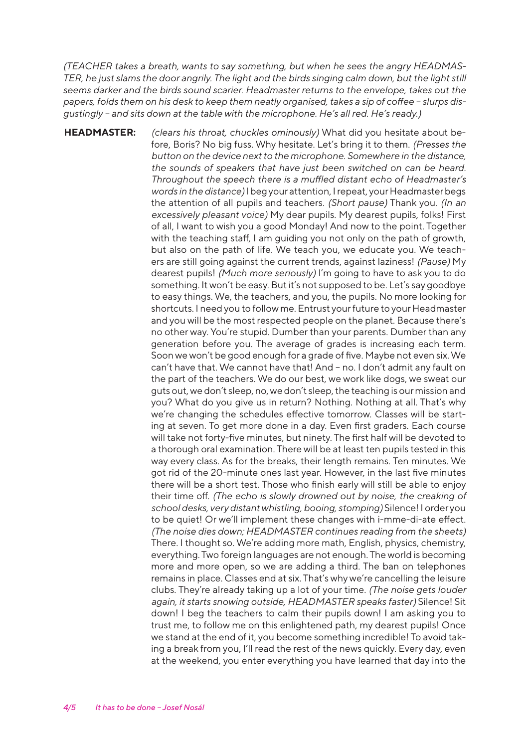*(TEACHER takes a breath, wants to say something, but when he sees the angry HEADMASTER, he just slams the door angrily. The light and the birds singing calm down, but the light still seems darker and the birds sound scarier. Headmaster returns to the envelope, takes out the papers, folds them on his desk to keep them neatly organised, takes a sip of coffee – slurps disgustingly – and sits down at the table with the microphone. He's all red. He's ready.)*

**HEADMASTER:** *(clears his throat, chuckles ominously)* What did you hesitate about before, Boris? No big fuss. Why hesitate. Let's bring it to them. *(Presses the button on the device next to the microphone. Somewhere in the distance, the sounds of speakers that have just been switched on can be heard. Throughout the speech there is a muffled distant echo of Headmaster's words in the distance)* I beg your attention, I repeat, your Headmaster begs the attention of all pupils and teachers. *(Short pause)* Thank you. *(In an excessively pleasant voice)* My dear pupils. My dearest pupils, folks! First of all, I want to wish you a good Monday! And now to the point. Together with the teaching staff, I am guiding you not only on the path of growth, but also on the path of life. We teach you, we educate you. We teachers are still going against the current trends, against laziness! *(Pause)* My dearest pupils! *(Much more seriously)* I'm going to have to ask you to do something. It won't be easy. But it's not supposed to be. Let's say goodbye to easy things. We, the teachers, and you, the pupils. No more looking for shortcuts. I need you to follow me. Entrust your future to your Headmaster and you will be the most respected people on the planet. Because there's no other way. You're stupid. Dumber than your parents. Dumber than any generation before you. The average of grades is increasing each term. Soon we won't be good enough for a grade of five. Maybe not even six. We can't have that. We cannot have that! And – no. I don't admit any fault on the part of the teachers. We do our best, we work like dogs, we sweat our guts out, we don't sleep, no, we don't sleep, the teaching is our mission and you? What do you give us in return? Nothing. Nothing at all. That's why we're changing the schedules effective tomorrow. Classes will be starting at seven. To get more done in a day. Even first graders. Each course will take not forty-five minutes, but ninety. The first half will be devoted to a thorough oral examination. There will be at least ten pupils tested in this way every class. As for the breaks, their length remains. Ten minutes. We got rid of the 20-minute ones last year. However, in the last five minutes there will be a short test. Those who finish early will still be able to enjoy their time off. *(The echo is slowly drowned out by noise, the creaking of school desks, very distant whistling, booing, stomping)* Silence! I order you to be quiet! Or we'll implement these changes with i-mme-di-ate effect. *(The noise dies down; HEADMASTER continues reading from the sheets)* There. I thought so. We're adding more math, English, physics, chemistry, everything. Two foreign languages are not enough. The world is becoming more and more open, so we are adding a third. The ban on telephones remains in place. Classes end at six. That's why we're cancelling the leisure clubs. They're already taking up a lot of your time. *(The noise gets louder again, it starts snowing outside, HEADMASTER speaks faster)* Silence! Sit down! I beg the teachers to calm their pupils down! I am asking you to trust me, to follow me on this enlightened path, my dearest pupils! Once we stand at the end of it, you become something incredible! To avoid taking a break from you, I'll read the rest of the news quickly. Every day, even at the weekend, you enter everything you have learned that day into the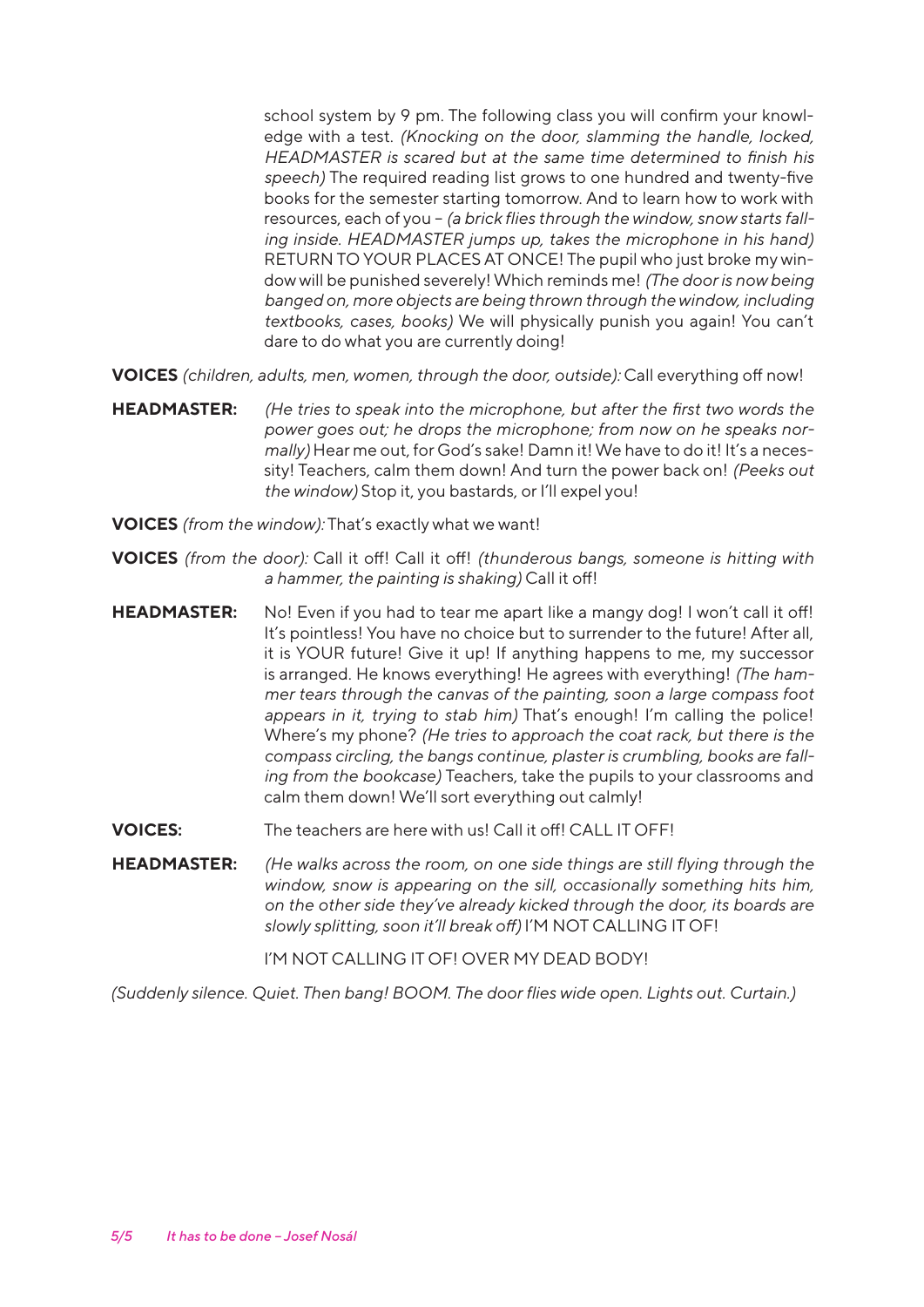school system by 9 pm. The following class you will confirm your knowledge with a test. *(Knocking on the door, slamming the handle, locked, HEADMASTER is scared but at the same time determined to finish his speech)* The required reading list grows to one hundred and twenty-five books for the semester starting tomorrow. And to learn how to work with resources, each of you – *(a brick flies through the window, snow starts falling inside. HEADMASTER jumps up, takes the microphone in his hand)* RETURN TO YOUR PLACES AT ONCE! The pupil who just broke my window will be punished severely! Which reminds me! *(The door is now being banged on, more objects are being thrown through the window, including textbooks, cases, books)* We will physically punish you again! You can't dare to do what you are currently doing!

**VOICES** *(children, adults, men, women, through the door, outside):* Call everything off now!

**HEADMASTER:** *(He tries to speak into the microphone, but after the first two words the power goes out; he drops the microphone; from now on he speaks normally)* Hear me out, for God's sake! Damn it! We have to do it! It's a necessity! Teachers, calm them down! And turn the power back on! *(Peeks out the window)* Stop it, you bastards, or I'll expel you!

**VOICES** *(from the window):* That's exactly what we want!

**VOICES** *(from the door):* Call it off! Call it off! *(thunderous bangs, someone is hitting with a hammer, the painting is shaking)* Call it off!

**HEADMASTER:** No! Even if you had to tear me apart like a mangy dog! I won't call it off! It's pointless! You have no choice but to surrender to the future! After all, it is YOUR future! Give it up! If anything happens to me, my successor is arranged. He knows everything! He agrees with everything! *(The hammer tears through the canvas of the painting, soon a large compass foot appears in it, trying to stab him)* That's enough! I'm calling the police! Where's my phone? *(He tries to approach the coat rack, but there is the compass circling, the bangs continue, plaster is crumbling, books are falling from the bookcase)* Teachers, take the pupils to your classrooms and calm them down! We'll sort everything out calmly!

**VOICES:** The teachers are here with us! Call it off! CALL IT OFF!

**HEADMASTER:** *(He walks across the room, on one side things are still flying through the window, snow is appearing on the sill, occasionally something hits him, on the other side they've already kicked through the door, its boards are slowly splitting, soon it'll break off)* I'M NOT CALLING IT OF!

I'M NOT CALLING IT OF! OVER MY DEAD BODY!

*(Suddenly silence. Quiet. Then bang! BOOM. The door flies wide open. Lights out. Curtain.)*